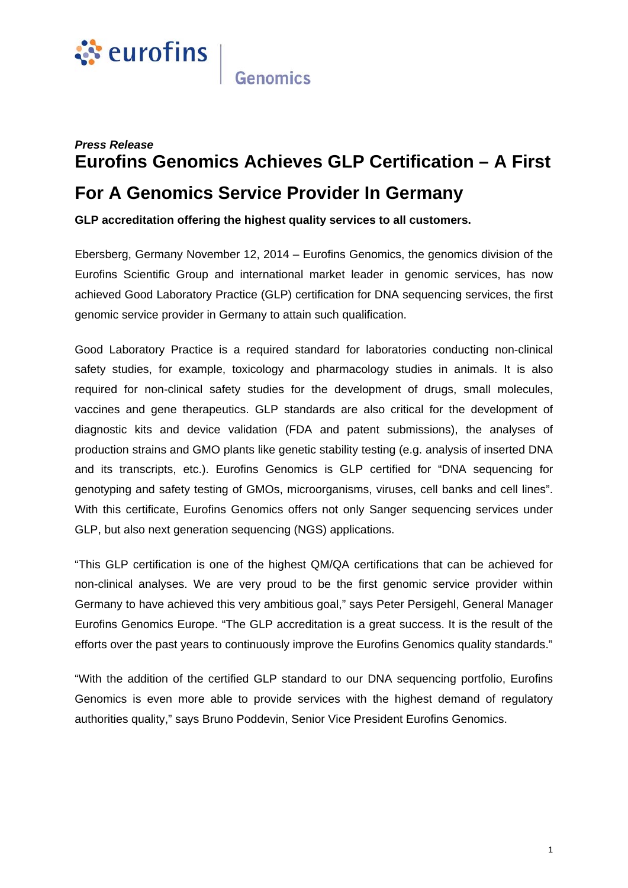*Press Release*

# Eurofins Genomics Achieves GLP Certification – A First For A Genomics Service Provider In Germany

**GLP accreditation offering the highest quality services to all customers.**

Ebersberg, Germany November 12, 2014 – Eurofins Genomics, the genomics division of the Eurofins Scientific Group and international market leader in genomic services, has now achieved Good Laboratory Practice (GLP) certification for DNA sequencing services, the first genomic service provider in Germany to attain such qualification.

Good Laboratory Practice is a required standard for laboratories conducting non-clinical safety studies, for example, toxicology and pharmacology studies in animals. It is also required for non-clinical safety studies for the development of drugs, small molecules, vaccines and gene therapeutics. GLP standards are also critical for the development of diagnostic kits and device validation (FDA and patent submissions), the analyses of production strains and GMO plants like genetic stability testing (e.g. analysis of inserted DNA and its transcripts, etc.). Eurofins Genomics is GLP certified for "DNA sequencing for genotyping and safety testing of GMOs, microorganisms, viruses, cell banks and cell lines". With this certificate, Eurofins Genomics offers not only Sanger sequencing services under GLP, but also next generation sequencing (NGS) applications.

"This GLP certification is one of the highest QM/QA certifications that can be achieved for non-clinical analyses. We are very proud to be the first genomic service provider within Germany to have achieved this very ambitious goal," says Peter Persigehl, General Manager Eurofins Genomics Europe. "The GLP accreditation is a great success. It is the result of the efforts over the past years to continuously improve the Eurofins Genomics quality standards."

"With the addition of the certified GLP standard to our DNA sequencing portfolio, Eurofins Genomics is even more able to provide services with the highest demand of regulatory authorities quality," says Bruno Poddevin, Senior Vice President Eurofins Genomics.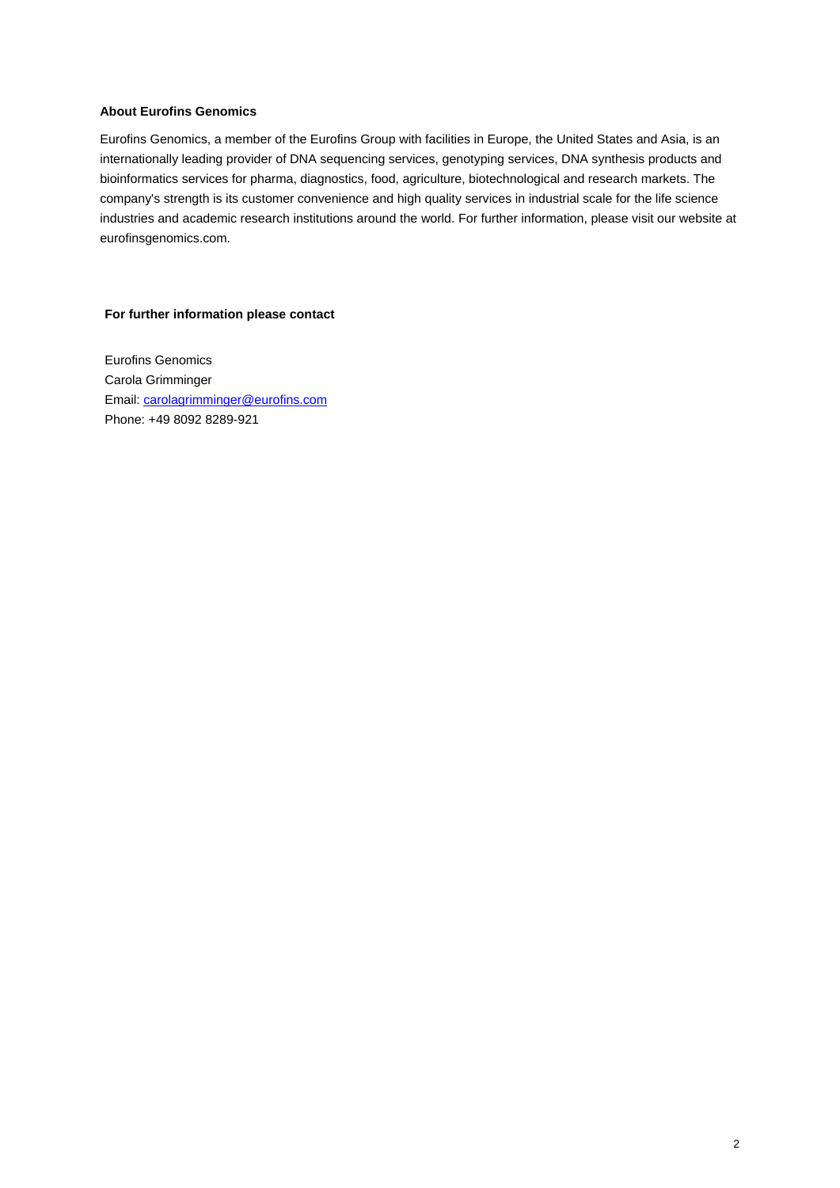**About Eurofins Genomics**

Eurofins Genomics, a member of the Eurofins Group with facilities in Europe, the United States and Asia, is an internationally leading provider of DNA sequencing services, genotyping services, DNA synthesis products and bioinformatics services for pharma, diagnostics, food, agriculture, biotechnological and research markets. The company's strength is its customer convenience and high quality services in industrial scale for the life science industries and academic research institutions around the world. For further information, please visit our website at eurofinsgenomics.com.

**For further information please contact**

Eurofins Genomics
Carola Grimminger
Email: carolagrimminger@eurofins.com
Phone: +49 8092 8289-921